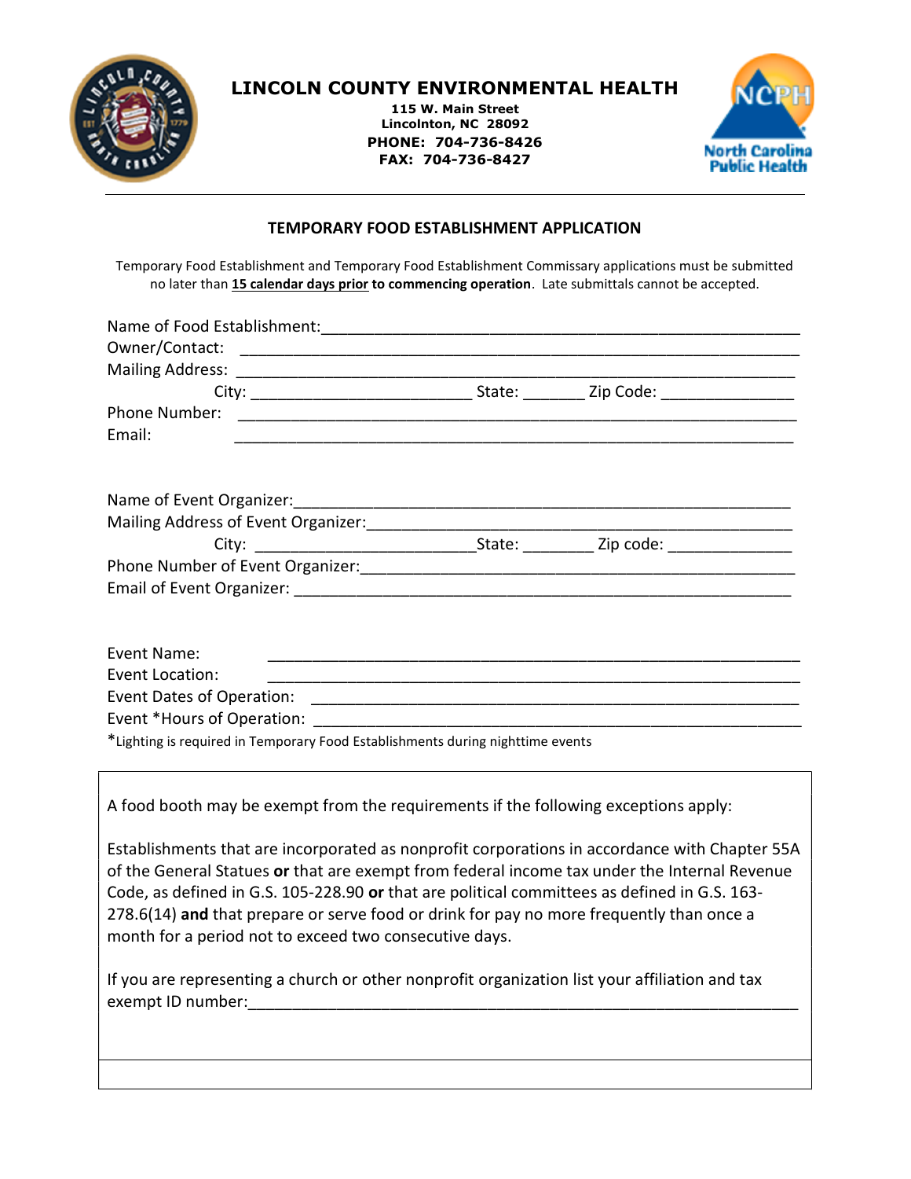# LINCOLN COUNTY ENVIRONMENTAL HEALTH

**115 W. Main Street**
**Lincolnton, NC 28092**
**PHONE: 704-736-8426**
**FAX: 704-736-8427**

## TEMPORARY FOOD ESTABLISHMENT APPLICATION

Temporary Food Establishment and Temporary Food Establishment Commissary applications must be submitted no later than **15 calendar days prior to commencing operation**. Late submittals cannot be accepted.

Name of Food Establishment:_______________________________________________

Owner/Contact: _______________________________________________

Mailing Address: _______________________________________________

City: ________________________ State: _______ Zip Code: _______________

Phone Number: _______________________________________________

Email: _______________________________________________

Name of Event Organizer:_______________________________________________

Mailing Address of Event Organizer:_______________________________________________

City: ________________________State: ________ Zip code: ______________

Phone Number of Event Organizer:_______________________________________________

Email of Event Organizer: _______________________________________________

Event Name: _______________________________________________

Event Location: _______________________________________________

Event Dates of Operation: _______________________________________________

Event *Hours of Operation: _______________________________________________

*Lighting is required in Temporary Food Establishments during nighttime events

A food booth may be exempt from the requirements if the following exceptions apply:

Establishments that are incorporated as nonprofit corporations in accordance with Chapter 55A of the General Statues **or** that are exempt from federal income tax under the Internal Revenue Code, as defined in G.S. 105-228.90 **or** that are political committees as defined in G.S. 163-278.6(14) **and** that prepare or serve food or drink for pay no more frequently than once a month for a period not to exceed two consecutive days.

If you are representing a church or other nonprofit organization list your affiliation and tax exempt ID number:_______________________________________________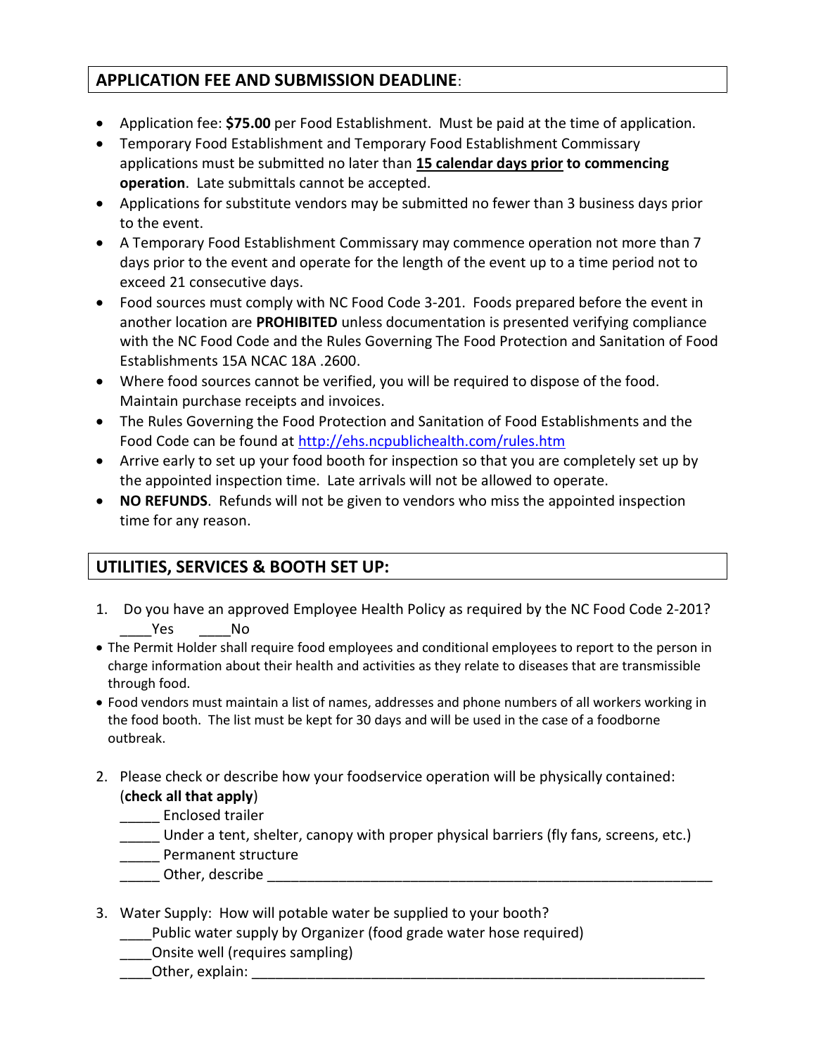## APPLICATION FEE AND SUBMISSION DEADLINE:

- Application fee: **$75.00** per Food Establishment. Must be paid at the time of application.
- Temporary Food Establishment and Temporary Food Establishment Commissary applications must be submitted no later than **15 calendar days prior to commencing operation**. Late submittals cannot be accepted.
- Applications for substitute vendors may be submitted no fewer than 3 business days prior to the event.
- A Temporary Food Establishment Commissary may commence operation not more than 7 days prior to the event and operate for the length of the event up to a time period not to exceed 21 consecutive days.
- Food sources must comply with NC Food Code 3-201. Foods prepared before the event in another location are **PROHIBITED** unless documentation is presented verifying compliance with the NC Food Code and the Rules Governing The Food Protection and Sanitation of Food Establishments 15A NCAC 18A .2600.
- Where food sources cannot be verified, you will be required to dispose of the food. Maintain purchase receipts and invoices.
- The Rules Governing the Food Protection and Sanitation of Food Establishments and the Food Code can be found at http://ehs.ncpublichealth.com/rules.htm
- Arrive early to set up your food booth for inspection so that you are completely set up by the appointed inspection time. Late arrivals will not be allowed to operate.
- **NO REFUNDS**. Refunds will not be given to vendors who miss the appointed inspection time for any reason.

## UTILITIES, SERVICES & BOOTH SET UP:

1. Do you have an approved Employee Health Policy as required by the NC Food Code 2-201?
   ____Yes ____No

- The Permit Holder shall require food employees and conditional employees to report to the person in charge information about their health and activities as they relate to diseases that are transmissible through food.
- Food vendors must maintain a list of names, addresses and phone numbers of all workers working in the food booth. The list must be kept for 30 days and will be used in the case of a foodborne outbreak.

2. Please check or describe how your foodservice operation will be physically contained: (**check all that apply**)
   _____ Enclosed trailer
   _____ Under a tent, shelter, canopy with proper physical barriers (fly fans, screens, etc.)
   _____ Permanent structure
   _____ Other, describe ____________________________________________________________

3. Water Supply: How will potable water be supplied to your booth?
   ____Public water supply by Organizer (food grade water hose required)
   ____Onsite well (requires sampling)
   ____Other, explain: ____________________________________________________________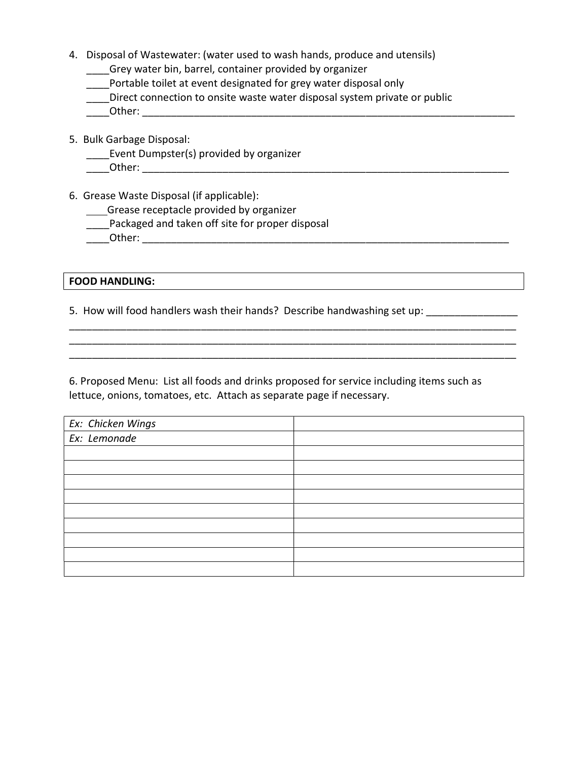4. Disposal of Wastewater: (water used to wash hands, produce and utensils)
   ____Grey water bin, barrel, container provided by organizer
   ____Portable toilet at event designated for grey water disposal only
   ____Direct connection to onsite waste water disposal system private or public
   ____Other: ______________________________________________________________________

5. Bulk Garbage Disposal:
   ____Event Dumpster(s) provided by organizer
   ____Other: ____________________________________________________________________

6. Grease Waste Disposal (if applicable):
   ____Grease receptacle provided by organizer
   ____Packaged and taken off site for proper disposal
   ____Other: ____________________________________________________________________

| **FOOD HANDLING:** |
|---|

5. How will food handlers wash their hands? Describe handwashing set up: ________________
_________________________________________________________________________________
_________________________________________________________________________________
_________________________________________________________________________________

6. Proposed Menu: List all foods and drinks proposed for service including items such as lettuce, onions, tomatoes, etc. Attach as separate page if necessary.

| *Ex: Chicken Wings* | |
|---|---|
| *Ex: Lemonade* | |
| | |
| | |
| | |
| | |
| | |
| | |
| | |
| | |
| | |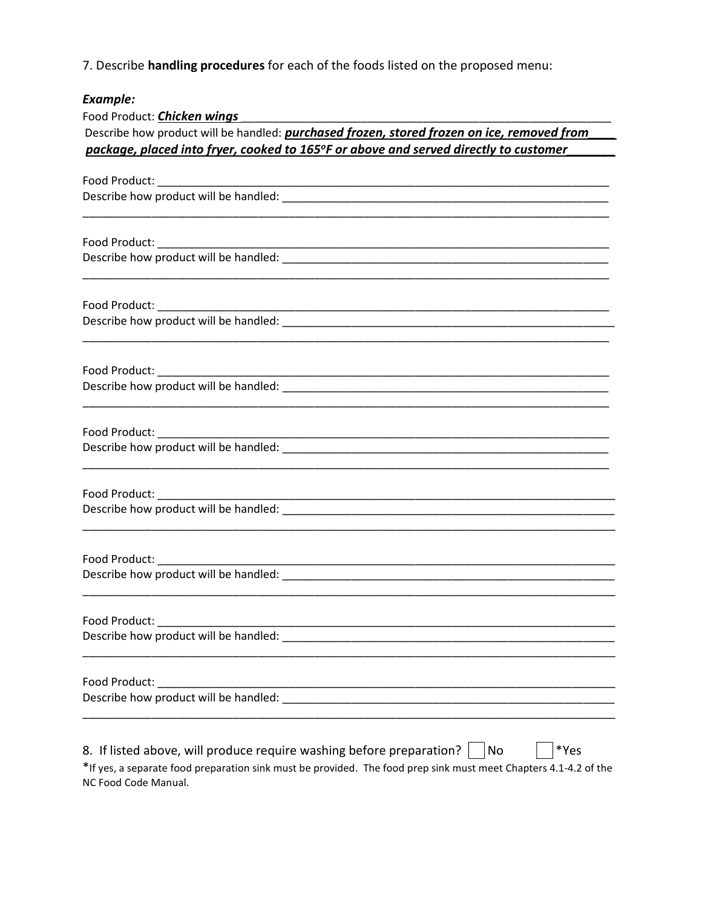7. Describe **handling procedures** for each of the foods listed on the proposed menu:

***Example:***

Food Product: ***Chicken wings*** ______________________________________________________________

Describe how product will be handled: ***purchased frozen, stored frozen on ice, removed from package, placed into fryer, cooked to 165°F or above and served directly to customer***

Food Product: ______________________________________________________________

Describe how product will be handled: ______________________________________________________

______________________________________________________________________________

Food Product: ______________________________________________________________

Describe how product will be handled: ______________________________________________________

______________________________________________________________________________

Food Product: ______________________________________________________________

Describe how product will be handled: ______________________________________________________

______________________________________________________________________________

Food Product: ______________________________________________________________

Describe how product will be handled: ______________________________________________________

______________________________________________________________________________

Food Product: ______________________________________________________________

Describe how product will be handled: ______________________________________________________

______________________________________________________________________________

Food Product: ______________________________________________________________

Describe how product will be handled: ______________________________________________________

______________________________________________________________________________

Food Product: ______________________________________________________________

Describe how product will be handled: ______________________________________________________

______________________________________________________________________________

Food Product: ______________________________________________________________

Describe how product will be handled: ______________________________________________________

______________________________________________________________________________

Food Product: ______________________________________________________________

Describe how product will be handled: ______________________________________________________

______________________________________________________________________________

8. If listed above, will produce require washing before preparation? ☐ No ☐ *Yes

*If yes, a separate food preparation sink must be provided. The food prep sink must meet Chapters 4.1-4.2 of the NC Food Code Manual.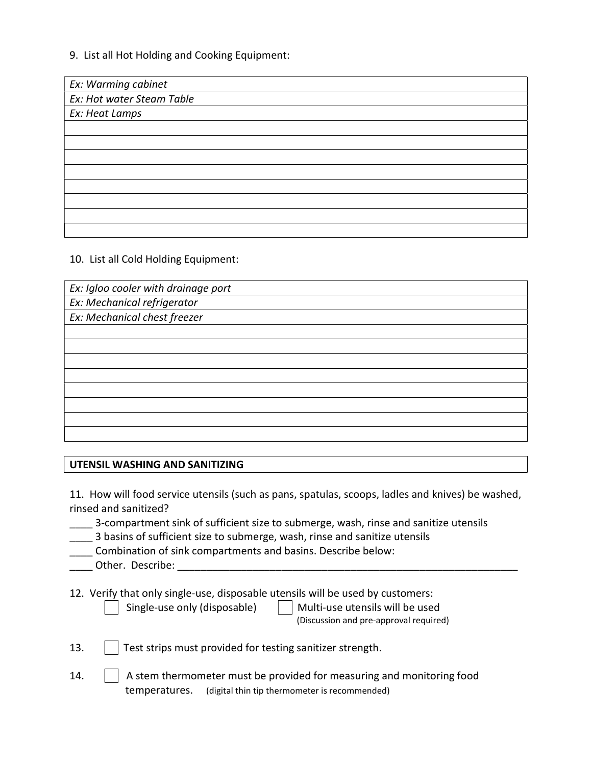9. List all Hot Holding and Cooking Equipment:

| |
|---|
| *Ex: Warming cabinet* |
| *Ex: Hot water Steam Table* |
| *Ex: Heat Lamps* |
| |
| |
| |
| |
| |
| |
| |
| |

10. List all Cold Holding Equipment:

| |
|---|
| *Ex: Igloo cooler with drainage port* |
| *Ex: Mechanical refrigerator* |
| *Ex: Mechanical chest freezer* |
| |
| |
| |
| |
| |
| |
| |
| |

| **UTENSIL WASHING AND SANITIZING** |
|---|

11. How will food service utensils (such as pans, spatulas, scoops, ladles and knives) be washed, rinsed and sanitized?

____ 3-compartment sink of sufficient size to submerge, wash, rinse and sanitize utensils
____ 3 basins of sufficient size to submerge, wash, rinse and sanitize utensils
____ Combination of sink compartments and basins. Describe below:
____ Other. Describe: ____________________________________________________________

12. Verify that only single-use, disposable utensils will be used by customers:

☐ Single-use only (disposable) ☐ Multi-use utensils will be used (Discussion and pre-approval required)

13. ☐ Test strips must provided for testing sanitizer strength.

14. ☐ A stem thermometer must be provided for measuring and monitoring food temperatures. (digital thin tip thermometer is recommended)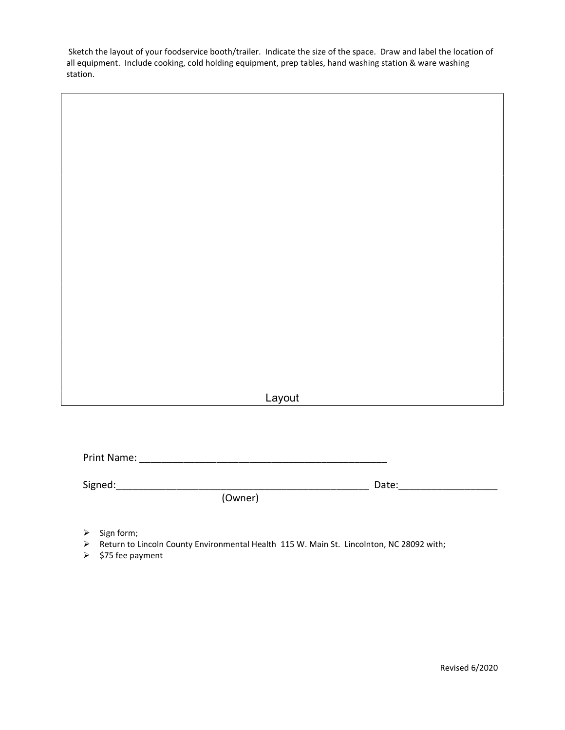Sketch the layout of your foodservice booth/trailer. Indicate the size of the space. Draw and label the location of all equipment. Include cooking, cold holding equipment, prep tables, hand washing station & ware washing station.

Layout

Print Name: _______________________________________________

Signed:_______________________________________________ Date:_________________

(Owner)

- Sign form;
- Return to Lincoln County Environmental Health 115 W. Main St. Lincolnton, NC 28092 with;
- $75 fee payment

Revised 6/2020